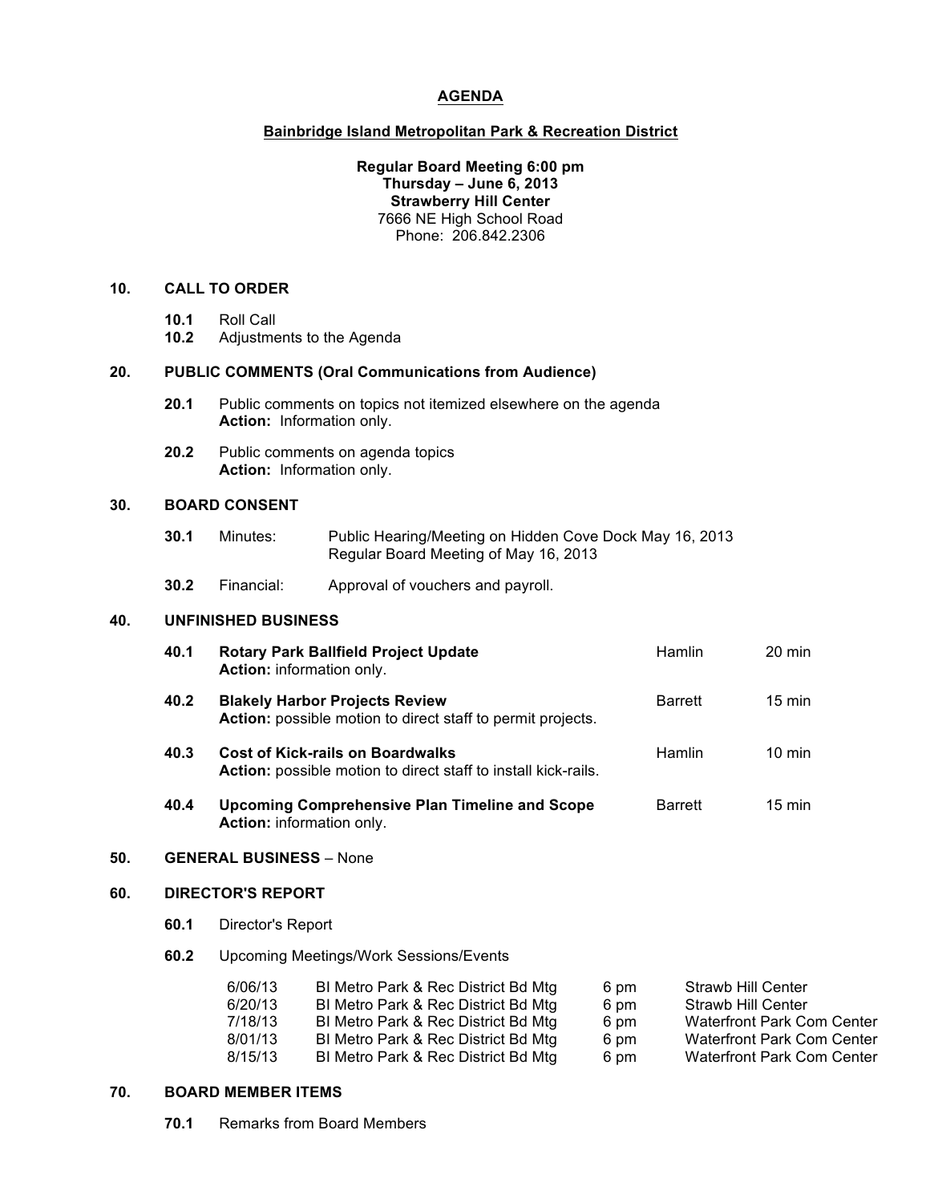# AGENDA

## Bainbridge Island Metropolitan Park & Recreation District

**Regular Board Meeting 6:00 pm**
**Thursday – June 6, 2013**
**Strawberry Hill Center**
7666 NE High School Road
Phone: 206.842.2306

## 10. CALL TO ORDER

- **10.1** Roll Call
- **10.2** Adjustments to the Agenda

## 20. PUBLIC COMMENTS (Oral Communications from Audience)

- **20.1** Public comments on topics not itemized elsewhere on the agenda
  **Action:** Information only.
- **20.2** Public comments on agenda topics
  **Action:** Information only.

## 30. BOARD CONSENT

- **30.1** Minutes: Public Hearing/Meeting on Hidden Cove Dock May 16, 2013
  Regular Board Meeting of May 16, 2013
- **30.2** Financial: Approval of vouchers and payroll.

## 40. UNFINISHED BUSINESS

| | Item | Presenter | Time |
|---|---|---|---|
| **40.1** | **Rotary Park Ballfield Project Update**<br>**Action:** information only. | Hamlin | 20 min |
| **40.2** | **Blakely Harbor Projects Review**<br>**Action:** possible motion to direct staff to permit projects. | Barrett | 15 min |
| **40.3** | **Cost of Kick-rails on Boardwalks**<br>**Action:** possible motion to direct staff to install kick-rails. | Hamlin | 10 min |
| **40.4** | **Upcoming Comprehensive Plan Timeline and Scope**<br>**Action:** information only. | Barrett | 15 min |

## 50. GENERAL BUSINESS – None

## 60. DIRECTOR'S REPORT

- **60.1** Director's Report
- **60.2** Upcoming Meetings/Work Sessions/Events

| Date | Meeting | Time | Location |
|---|---|---|---|
| 6/06/13 | BI Metro Park & Rec District Bd Mtg | 6 pm | Strawb Hill Center |
| 6/20/13 | BI Metro Park & Rec District Bd Mtg | 6 pm | Strawb Hill Center |
| 7/18/13 | BI Metro Park & Rec District Bd Mtg | 6 pm | Waterfront Park Com Center |
| 8/01/13 | BI Metro Park & Rec District Bd Mtg | 6 pm | Waterfront Park Com Center |
| 8/15/13 | BI Metro Park & Rec District Bd Mtg | 6 pm | Waterfront Park Com Center |

## 70. BOARD MEMBER ITEMS

- **70.1** Remarks from Board Members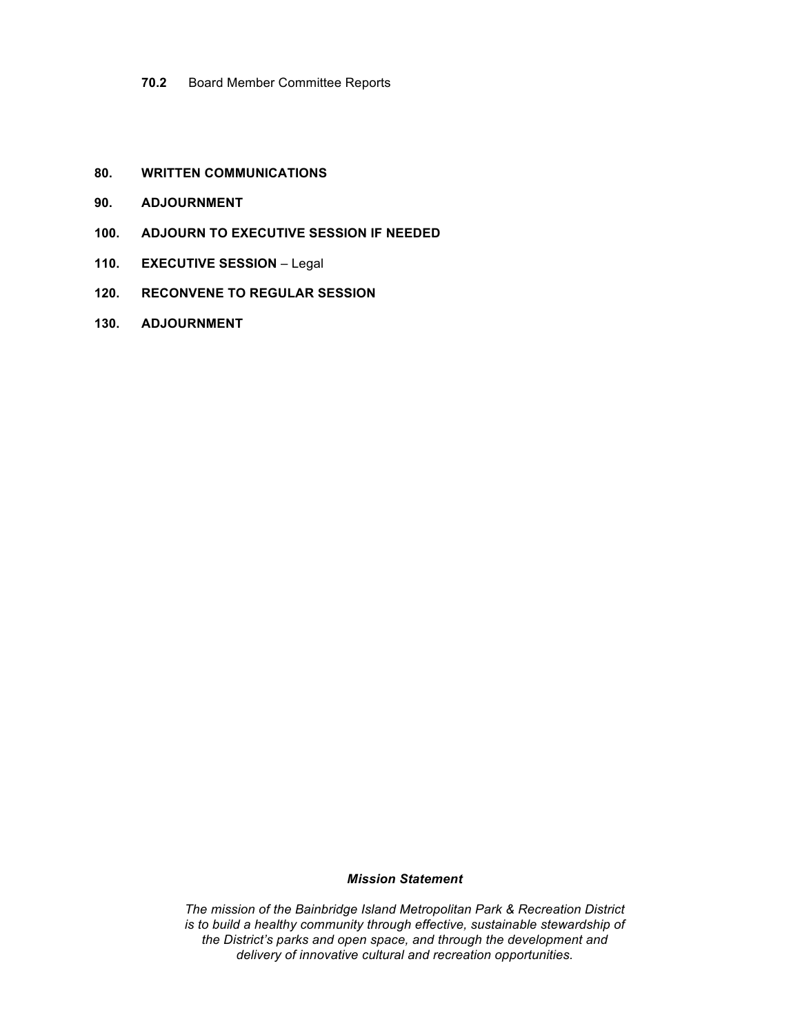**70.2** Board Member Committee Reports

**80. WRITTEN COMMUNICATIONS**

**90. ADJOURNMENT**

**100. ADJOURN TO EXECUTIVE SESSION IF NEEDED**

**110. EXECUTIVE SESSION** – Legal

**120. RECONVENE TO REGULAR SESSION**

**130. ADJOURNMENT**

***Mission Statement***

*The mission of the Bainbridge Island Metropolitan Park & Recreation District is to build a healthy community through effective, sustainable stewardship of the District's parks and open space, and through the development and delivery of innovative cultural and recreation opportunities.*